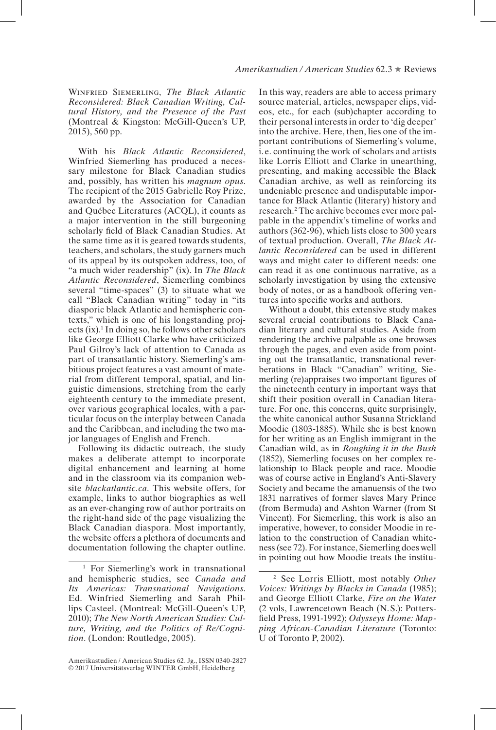Winfried Siemerling, *The Black Atlantic Reconsidered: Black Canadian Writing, Cultural History, and the Presence of the Past* (Montreal & Kingston: McGill-Queen's UP, 2015), 560 pp.

With his *Black Atlantic Reconsidered*, Winfried Siemerling has produced a necessary milestone for Black Canadian studies and, possibly, has written his *magnum opus*. The recipient of the 2015 Gabrielle Roy Prize, awarded by the Association for Canadian and Québec Literatures (ACQL), it counts as a major intervention in the still burgeoning scholarly field of Black Canadian Studies. At the same time as it is geared towards students, teachers, and scholars, the study garners much of its appeal by its outspoken address, too, of "a much wider readership" (ix). In *The Black Atlantic Reconsidered*, Siemerling combines several "time-spaces" (3) to situate what we call "Black Canadian writing" today in "its diasporic black Atlantic and hemispheric contexts," which is one of his longstanding projects (ix).[1] In doing so, he follows other scholars like George Elliott Clarke who have criticized Paul Gilroy's lack of attention to Canada as part of transatlantic history. Siemerling's ambitious project features a vast amount of material from different temporal, spatial, and linguistic dimensions, stretching from the early eighteenth century to the immediate present, over various geographical locales, with a particular focus on the interplay between Canada and the Caribbean, and including the two major languages of English and French.

Following its didactic outreach, the study makes a deliberate attempt to incorporate digital enhancement and learning at home and in the classroom via its companion website *blackatlantic.ca*. This website offers, for example, links to author biographies as well as an ever-changing row of author portraits on the right-hand side of the page visualizing the Black Canadian diaspora. Most importantly, the website offers a plethora of documents and documentation following the chapter outline. In this way, readers are able to access primary source material, articles, newspaper clips, videos, etc., for each (sub)chapter according to their personal interests in order to 'dig deeper' into the archive. Here, then, lies one of the important contributions of Siemerling's volume, i.e. continuing the work of scholars and artists like Lorris Elliott and Clarke in unearthing, presenting, and making accessible the Black Canadian archive, as well as reinforcing its undeniable presence and undisputable importance for Black Atlantic (literary) history and research.[2] The archive becomes ever more palpable in the appendix's timeline of works and authors (362-96), which lists close to 300 years of textual production. Overall, *The Black Atlantic Reconsidered* can be used in different ways and might cater to different needs: one can read it as one continuous narrative, as a scholarly investigation by using the extensive body of notes, or as a handbook offering ventures into specific works and authors.

Without a doubt, this extensive study makes several crucial contributions to Black Canadian literary and cultural studies. Aside from rendering the archive palpable as one browses through the pages, and even aside from pointing out the transatlantic, transnational reverberations in Black "Canadian" writing, Siemerling (re)appraises two important figures of the nineteenth century in important ways that shift their position overall in Canadian literature. For one, this concerns, quite surprisingly, the white canonical author Susanna Strickland Moodie (1803-1885). While she is best known for her writing as an English immigrant in the Canadian wild, as in *Roughing it in the Bush* (1852), Siemerling focuses on her complex relationship to Black people and race. Moodie was of course active in England's Anti-Slavery Society and became the amanuensis of the two 1831 narratives of former slaves Mary Prince (from Bermuda) and Ashton Warner (from St Vincent). For Siemerling, this work is also an imperative, however, to consider Moodie in relation to the construction of Canadian whiteness (see 72). For instance, Siemerling does well in pointing out how Moodie treats the institu-

[1] For Siemerling's work in transnational and hemispheric studies, see *Canada and Its Americas: Transnational Navigations*. Ed. Winfried Siemerling and Sarah Phillips Casteel. (Montreal: McGill-Queen's UP, 2010); *The New North American Studies: Culture, Writing, and the Politics of Re/Cognition*. (London: Routledge, 2005).

[2] See Lorris Elliott, most notably *Other Voices: Writings by Blacks in Canada* (1985); and George Elliott Clarke, *Fire on the Water* (2 vols, Lawrencetown Beach (N.S.): Pottersfield Press, 1991-1992); *Odysseys Home: Mapping African-Canadian Literature* (Toronto: U of Toronto P, 2002).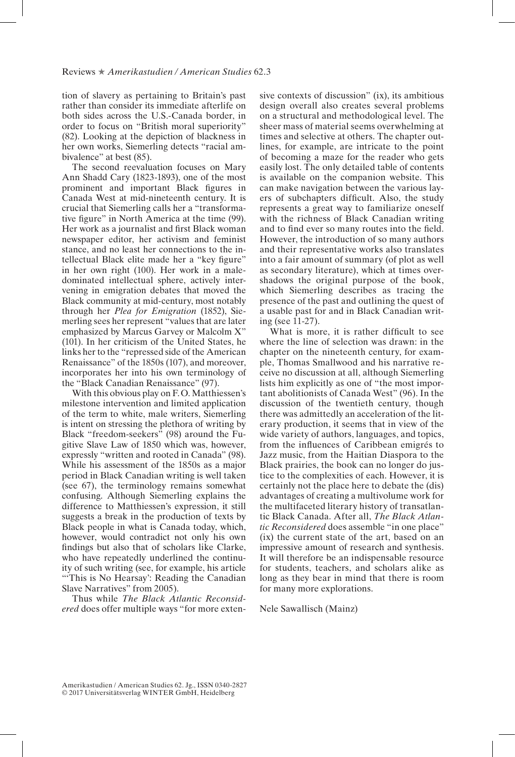tion of slavery as pertaining to Britain's past rather than consider its immediate afterlife on both sides across the U.S.-Canada border, in order to focus on "British moral superiority" (82). Looking at the depiction of blackness in her own works, Siemerling detects "racial ambivalence" at best (85).

The second reevaluation focuses on Mary Ann Shadd Cary (1823-1893), one of the most prominent and important Black figures in Canada West at mid-nineteenth century. It is crucial that Siemerling calls her a "transformative figure" in North America at the time (99). Her work as a journalist and first Black woman newspaper editor, her activism and feminist stance, and no least her connections to the intellectual Black elite made her a "key figure" in her own right (100). Her work in a male-dominated intellectual sphere, actively intervening in emigration debates that moved the Black community at mid-century, most notably through her *Plea for Emigration* (1852), Siemerling sees her represent "values that are later emphasized by Marcus Garvey or Malcolm X" (101). In her criticism of the United States, he links her to the "repressed side of the American Renaissance" of the 1850s (107), and moreover, incorporates her into his own terminology of the "Black Canadian Renaissance" (97).

With this obvious play on F. O. Matthiessen's milestone intervention and limited application of the term to white, male writers, Siemerling is intent on stressing the plethora of writing by Black "freedom-seekers" (98) around the Fugitive Slave Law of 1850 which was, however, expressly "written and rooted in Canada" (98). While his assessment of the 1850s as a major period in Black Canadian writing is well taken (see 67), the terminology remains somewhat confusing. Although Siemerling explains the difference to Matthiessen's expression, it still suggests a break in the production of texts by Black people in what is Canada today, which, however, would contradict not only his own findings but also that of scholars like Clarke, who have repeatedly underlined the continuity of such writing (see, for example, his article "'This is No Hearsay': Reading the Canadian Slave Narratives" from 2005).

Thus while *The Black Atlantic Reconsidered* does offer multiple ways "for more extensive contexts of discussion" (ix), its ambitious design overall also creates several problems on a structural and methodological level. The sheer mass of material seems overwhelming at times and selective at others. The chapter outlines, for example, are intricate to the point of becoming a maze for the reader who gets easily lost. The only detailed table of contents is available on the companion website. This can make navigation between the various layers of subchapters difficult. Also, the study represents a great way to familiarize oneself with the richness of Black Canadian writing and to find ever so many routes into the field. However, the introduction of so many authors and their representative works also translates into a fair amount of summary (of plot as well as secondary literature), which at times overshadows the original purpose of the book, which Siemerling describes as tracing the presence of the past and outlining the quest of a usable past for and in Black Canadian writing (see 11-27).

What is more, it is rather difficult to see where the line of selection was drawn: in the chapter on the nineteenth century, for example, Thomas Smallwood and his narrative receive no discussion at all, although Siemerling lists him explicitly as one of "the most important abolitionists of Canada West" (96). In the discussion of the twentieth century, though there was admittedly an acceleration of the literary production, it seems that in view of the wide variety of authors, languages, and topics, from the influences of Caribbean emigrés to Jazz music, from the Haitian Diaspora to the Black prairies, the book can no longer do justice to the complexities of each. However, it is certainly not the place here to debate the (dis) advantages of creating a multivolume work for the multifaceted literary history of transatlantic Black Canada. After all, *The Black Atlantic Reconsidered* does assemble "in one place" (ix) the current state of the art, based on an impressive amount of research and synthesis. It will therefore be an indispensable resource for students, teachers, and scholars alike as long as they bear in mind that there is room for many more explorations.

Nele Sawallisch (Mainz)